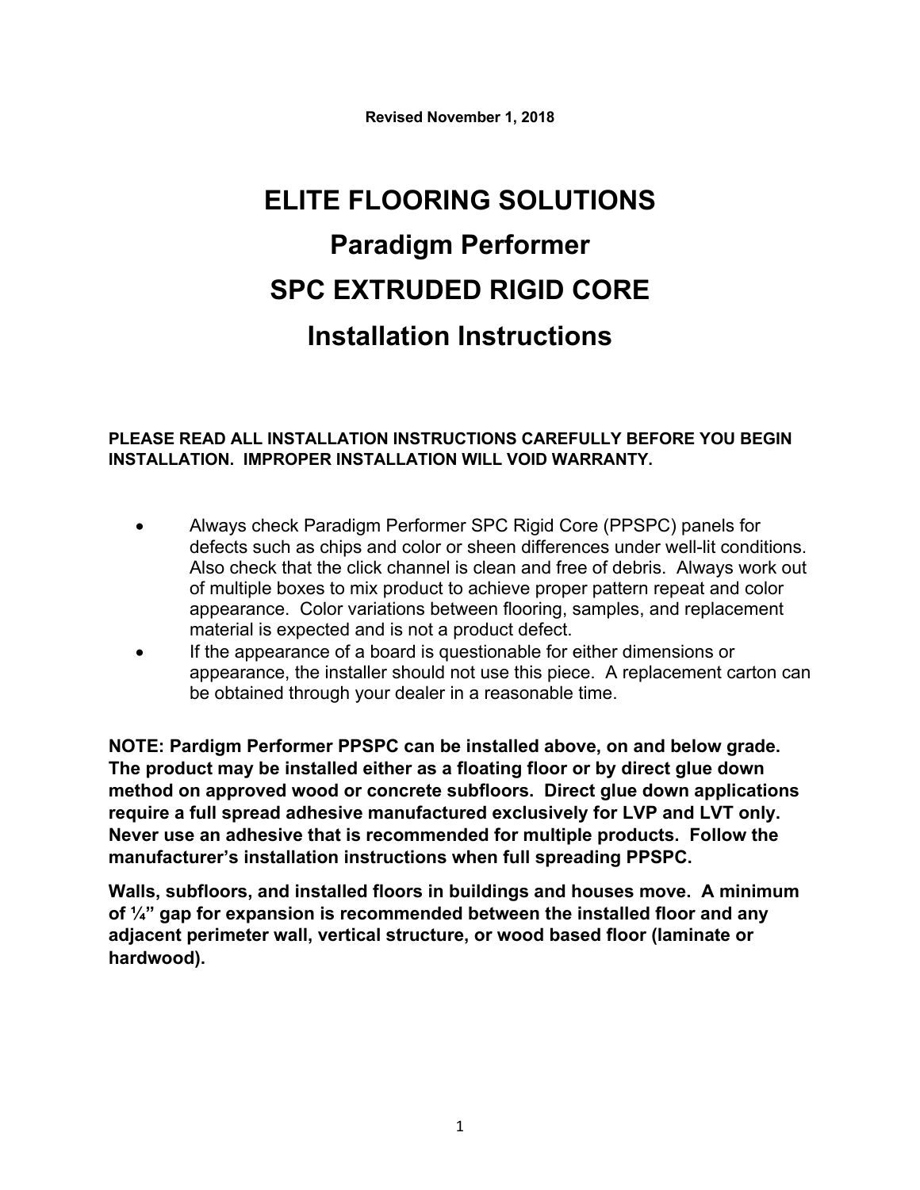**Revised November 1, 2018**

# ELITE FLOORING SOLUTIONS

# Paradigm Performer

# SPC EXTRUDED RIGID CORE

# Installation Instructions

**PLEASE READ ALL INSTALLATION INSTRUCTIONS CAREFULLY BEFORE YOU BEGIN INSTALLATION. IMPROPER INSTALLATION WILL VOID WARRANTY.**

- Always check Paradigm Performer SPC Rigid Core (PPSPC) panels for defects such as chips and color or sheen differences under well-lit conditions. Also check that the click channel is clean and free of debris. Always work out of multiple boxes to mix product to achieve proper pattern repeat and color appearance. Color variations between flooring, samples, and replacement material is expected and is not a product defect.
- If the appearance of a board is questionable for either dimensions or appearance, the installer should not use this piece. A replacement carton can be obtained through your dealer in a reasonable time.

**NOTE: Pardigm Performer PPSPC can be installed above, on and below grade. The product may be installed either as a floating floor or by direct glue down method on approved wood or concrete subfloors. Direct glue down applications require a full spread adhesive manufactured exclusively for LVP and LVT only. Never use an adhesive that is recommended for multiple products. Follow the manufacturer's installation instructions when full spreading PPSPC.**

**Walls, subfloors, and installed floors in buildings and houses move. A minimum of ¼" gap for expansion is recommended between the installed floor and any adjacent perimeter wall, vertical structure, or wood based floor (laminate or hardwood).**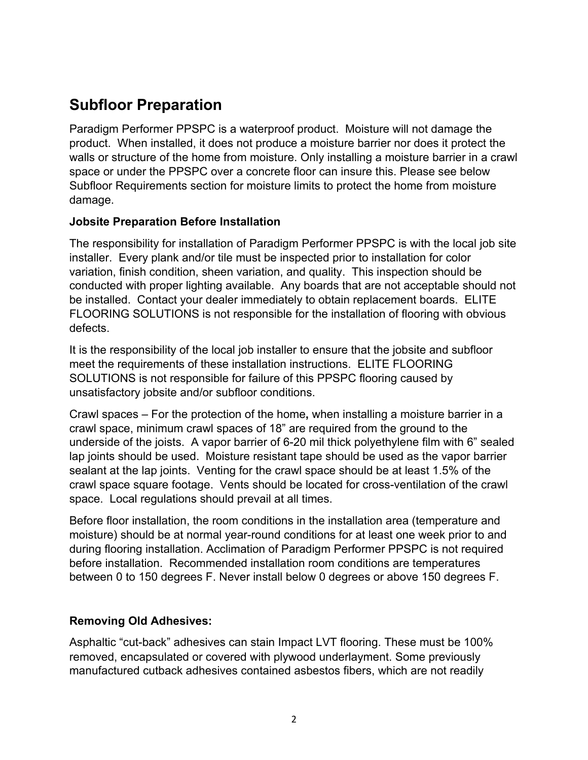## Subfloor Preparation

Paradigm Performer PPSPC is a waterproof product. Moisture will not damage the product. When installed, it does not produce a moisture barrier nor does it protect the walls or structure of the home from moisture. Only installing a moisture barrier in a crawl space or under the PPSPC over a concrete floor can insure this. Please see below Subfloor Requirements section for moisture limits to protect the home from moisture damage.

### Jobsite Preparation Before Installation

The responsibility for installation of Paradigm Performer PPSPC is with the local job site installer. Every plank and/or tile must be inspected prior to installation for color variation, finish condition, sheen variation, and quality. This inspection should be conducted with proper lighting available. Any boards that are not acceptable should not be installed. Contact your dealer immediately to obtain replacement boards. ELITE FLOORING SOLUTIONS is not responsible for the installation of flooring with obvious defects.

It is the responsibility of the local job installer to ensure that the jobsite and subfloor meet the requirements of these installation instructions. ELITE FLOORING SOLUTIONS is not responsible for failure of this PPSPC flooring caused by unsatisfactory jobsite and/or subfloor conditions.

Crawl spaces – For the protection of the home**,** when installing a moisture barrier in a crawl space, minimum crawl spaces of 18" are required from the ground to the underside of the joists. A vapor barrier of 6-20 mil thick polyethylene film with 6" sealed lap joints should be used. Moisture resistant tape should be used as the vapor barrier sealant at the lap joints. Venting for the crawl space should be at least 1.5% of the crawl space square footage. Vents should be located for cross-ventilation of the crawl space. Local regulations should prevail at all times.

Before floor installation, the room conditions in the installation area (temperature and moisture) should be at normal year-round conditions for at least one week prior to and during flooring installation. Acclimation of Paradigm Performer PPSPC is not required before installation. Recommended installation room conditions are temperatures between 0 to 150 degrees F. Never install below 0 degrees or above 150 degrees F.

### Removing Old Adhesives:

Asphaltic "cut-back" adhesives can stain Impact LVT flooring. These must be 100% removed, encapsulated or covered with plywood underlayment. Some previously manufactured cutback adhesives contained asbestos fibers, which are not readily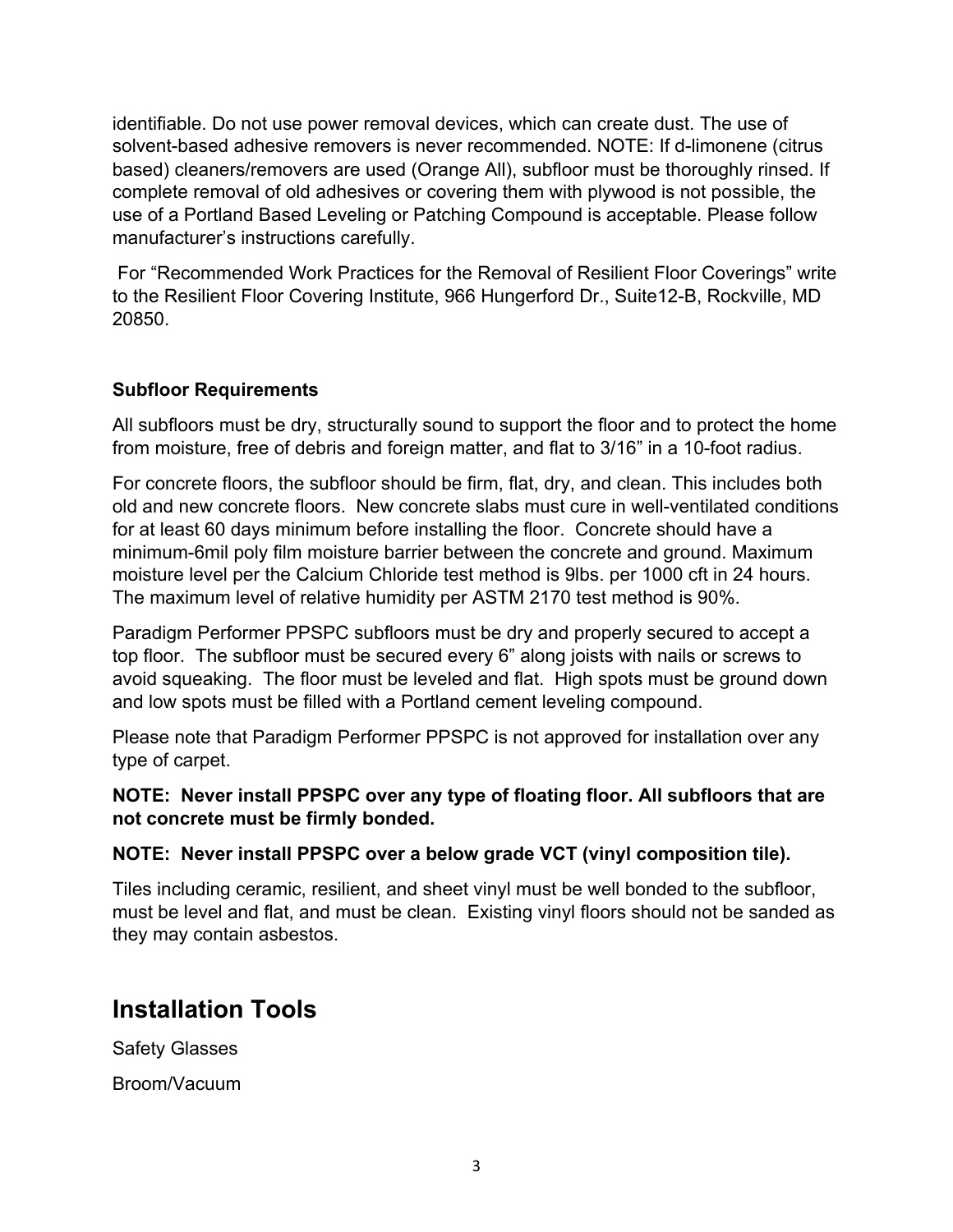identifiable. Do not use power removal devices, which can create dust. The use of solvent-based adhesive removers is never recommended. NOTE: If d-limonene (citrus based) cleaners/removers are used (Orange All), subfloor must be thoroughly rinsed. If complete removal of old adhesives or covering them with plywood is not possible, the use of a Portland Based Leveling or Patching Compound is acceptable. Please follow manufacturer's instructions carefully.

For "Recommended Work Practices for the Removal of Resilient Floor Coverings" write to the Resilient Floor Covering Institute, 966 Hungerford Dr., Suite12-B, Rockville, MD 20850.

**Subfloor Requirements**

All subfloors must be dry, structurally sound to support the floor and to protect the home from moisture, free of debris and foreign matter, and flat to 3/16" in a 10-foot radius.

For concrete floors, the subfloor should be firm, flat, dry, and clean. This includes both old and new concrete floors. New concrete slabs must cure in well-ventilated conditions for at least 60 days minimum before installing the floor. Concrete should have a minimum-6mil poly film moisture barrier between the concrete and ground. Maximum moisture level per the Calcium Chloride test method is 9lbs. per 1000 cft in 24 hours. The maximum level of relative humidity per ASTM 2170 test method is 90%.

Paradigm Performer PPSPC subfloors must be dry and properly secured to accept a top floor. The subfloor must be secured every 6" along joists with nails or screws to avoid squeaking. The floor must be leveled and flat. High spots must be ground down and low spots must be filled with a Portland cement leveling compound.

Please note that Paradigm Performer PPSPC is not approved for installation over any type of carpet.

**NOTE: Never install PPSPC over any type of floating floor. All subfloors that are not concrete must be firmly bonded.**

**NOTE: Never install PPSPC over a below grade VCT (vinyl composition tile).**

Tiles including ceramic, resilient, and sheet vinyl must be well bonded to the subfloor, must be level and flat, and must be clean. Existing vinyl floors should not be sanded as they may contain asbestos.

## Installation Tools

Safety Glasses

Broom/Vacuum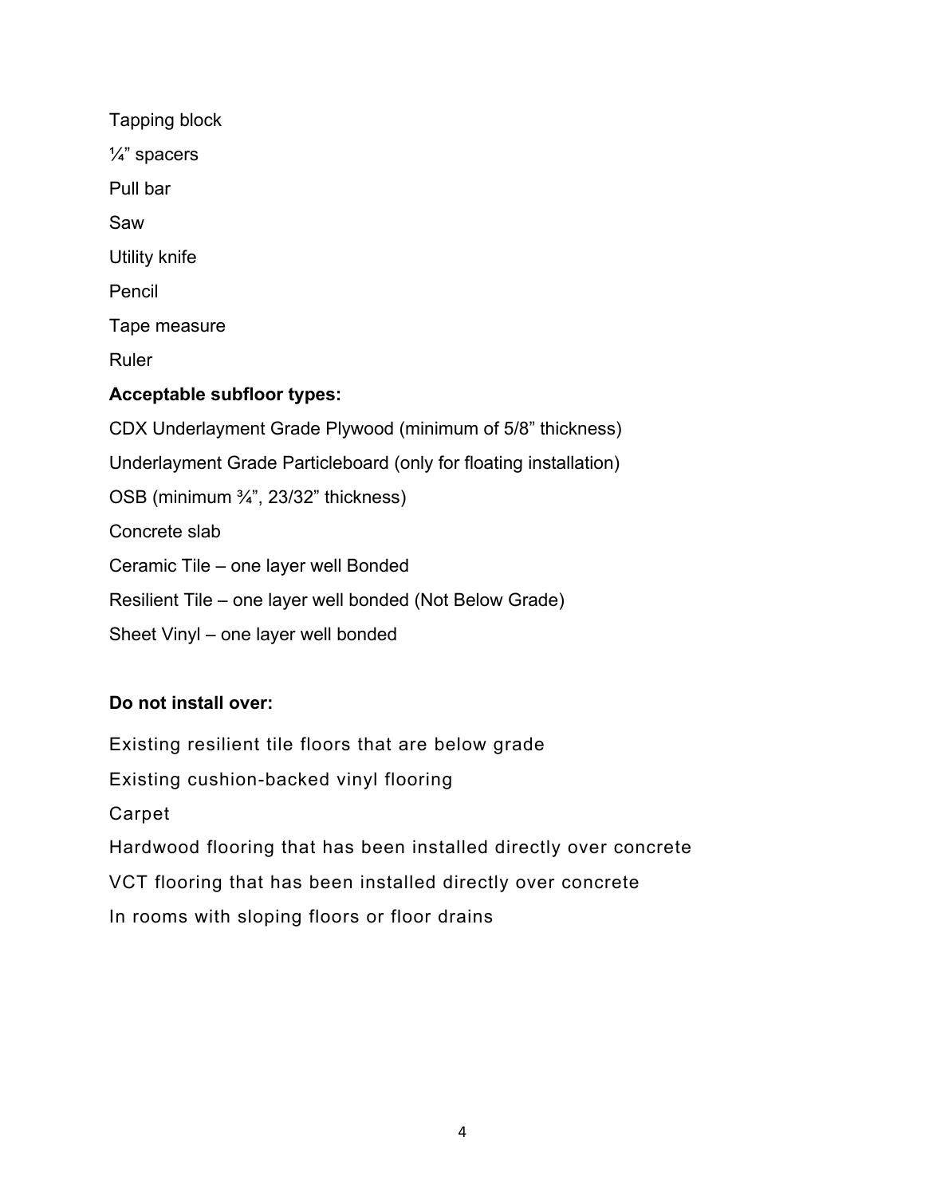Tapping block

¼" spacers

Pull bar

Saw

Utility knife

Pencil

Tape measure

Ruler

**Acceptable subfloor types:**

CDX Underlayment Grade Plywood (minimum of 5/8" thickness)

Underlayment Grade Particleboard (only for floating installation)

OSB (minimum ¾", 23/32" thickness)

Concrete slab

Ceramic Tile – one layer well Bonded

Resilient Tile – one layer well bonded (Not Below Grade)

Sheet Vinyl – one layer well bonded

**Do not install over:**

Existing resilient tile floors that are below grade

Existing cushion-backed vinyl flooring

Carpet

Hardwood flooring that has been installed directly over concrete

VCT flooring that has been installed directly over concrete

In rooms with sloping floors or floor drains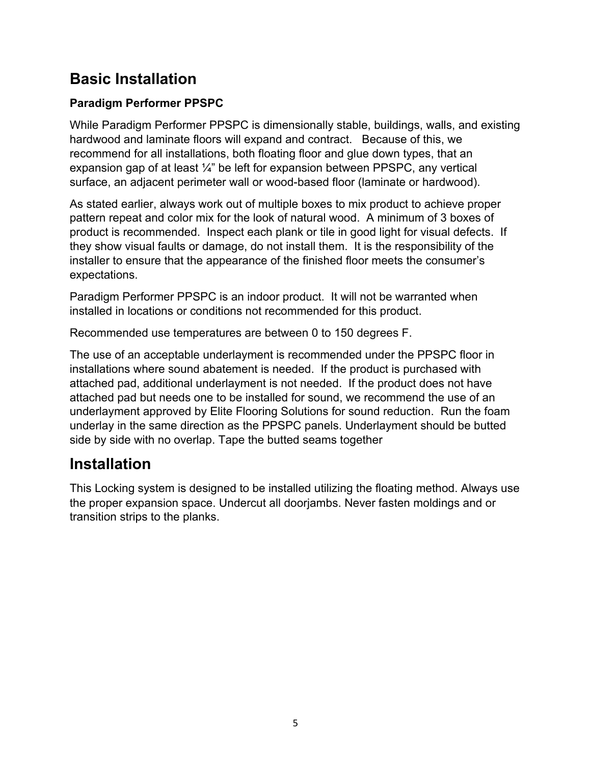## Basic Installation

### Paradigm Performer PPSPC

While Paradigm Performer PPSPC is dimensionally stable, buildings, walls, and existing hardwood and laminate floors will expand and contract. Because of this, we recommend for all installations, both floating floor and glue down types, that an expansion gap of at least ¼" be left for expansion between PPSPC, any vertical surface, an adjacent perimeter wall or wood-based floor (laminate or hardwood).

As stated earlier, always work out of multiple boxes to mix product to achieve proper pattern repeat and color mix for the look of natural wood. A minimum of 3 boxes of product is recommended. Inspect each plank or tile in good light for visual defects. If they show visual faults or damage, do not install them. It is the responsibility of the installer to ensure that the appearance of the finished floor meets the consumer's expectations.

Paradigm Performer PPSPC is an indoor product. It will not be warranted when installed in locations or conditions not recommended for this product.

Recommended use temperatures are between 0 to 150 degrees F.

The use of an acceptable underlayment is recommended under the PPSPC floor in installations where sound abatement is needed. If the product is purchased with attached pad, additional underlayment is not needed. If the product does not have attached pad but needs one to be installed for sound, we recommend the use of an underlayment approved by Elite Flooring Solutions for sound reduction. Run the foam underlay in the same direction as the PPSPC panels. Underlayment should be butted side by side with no overlap. Tape the butted seams together

## Installation

This Locking system is designed to be installed utilizing the floating method. Always use the proper expansion space. Undercut all doorjambs. Never fasten moldings and or transition strips to the planks.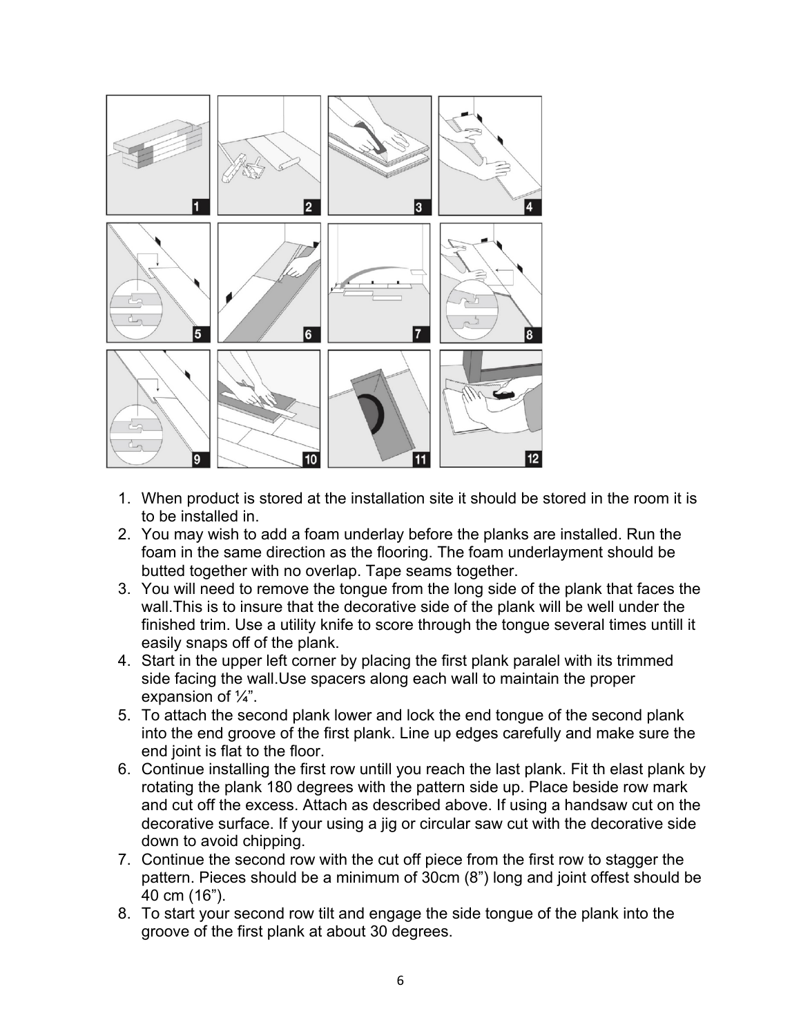1. When product is stored at the installation site it should be stored in the room it is to be installed in.
2. You may wish to add a foam underlay before the planks are installed. Run the foam in the same direction as the flooring. The foam underlayment should be butted together with no overlap. Tape seams together.
3. You will need to remove the tongue from the long side of the plank that faces the wall.This is to insure that the decorative side of the plank will be well under the finished trim. Use a utility knife to score through the tongue several times untill it easily snaps off of the plank.
4. Start in the upper left corner by placing the first plank paralel with its trimmed side facing the wall.Use spacers along each wall to maintain the proper expansion of ¼".
5. To attach the second plank lower and lock the end tongue of the second plank into the end groove of the first plank. Line up edges carefully and make sure the end joint is flat to the floor.
6. Continue installing the first row untill you reach the last plank. Fit th elast plank by rotating the plank 180 degrees with the pattern side up. Place beside row mark and cut off the excess. Attach as described above. If using a handsaw cut on the decorative surface. If your using a jig or circular saw cut with the decorative side down to avoid chipping.
7. Continue the second row with the cut off piece from the first row to stagger the pattern. Pieces should be a minimum of 30cm (8") long and joint offest should be 40 cm (16").
8. To start your second row tilt and engage the side tongue of the plank into the groove of the first plank at about 30 degrees.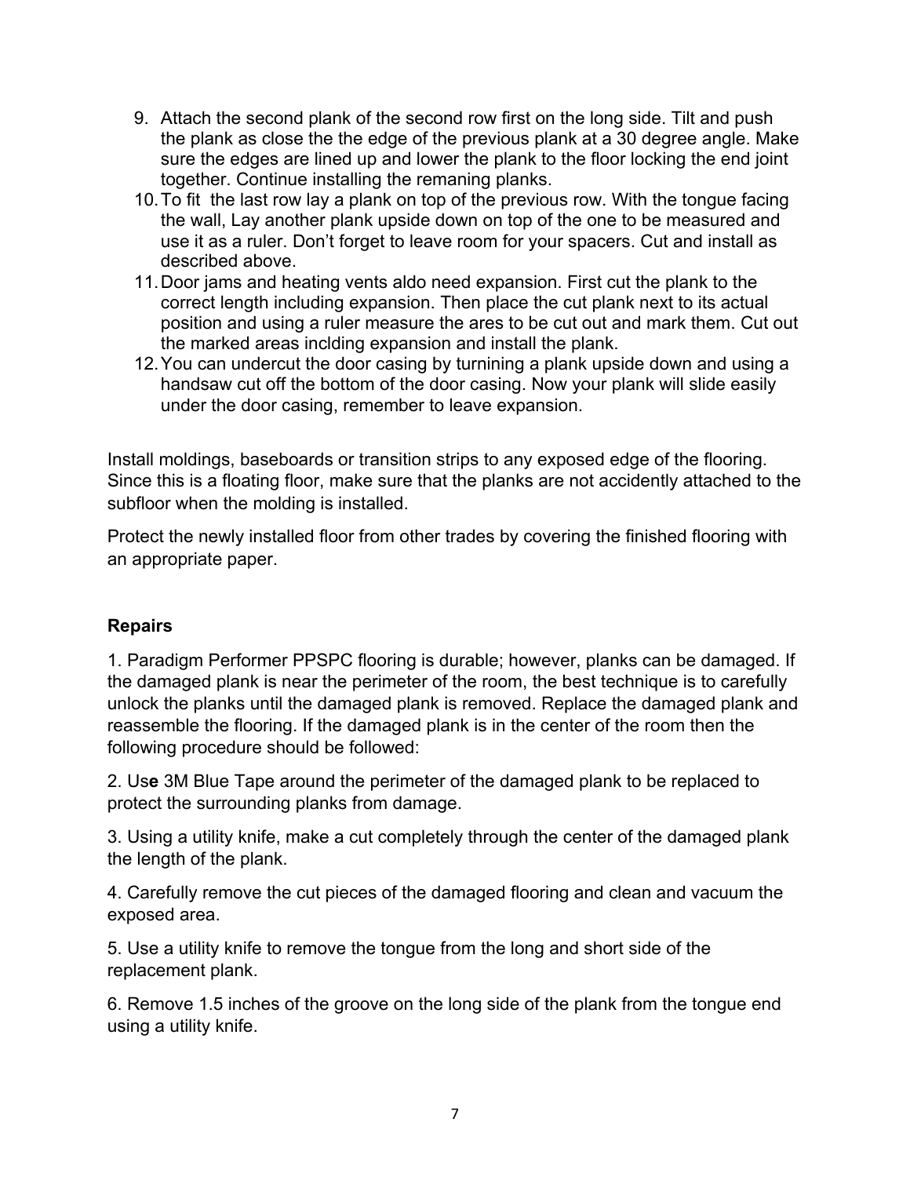9. Attach the second plank of the second row first on the long side. Tilt and push the plank as close the the edge of the previous plank at a 30 degree angle. Make sure the edges are lined up and lower the plank to the floor locking the end joint together. Continue installing the remaning planks.
10. To fit  the last row lay a plank on top of the previous row. With the tongue facing the wall, Lay another plank upside down on top of the one to be measured and use it as a ruler. Don't forget to leave room for your spacers. Cut and install as described above.
11. Door jams and heating vents aldo need expansion. First cut the plank to the correct length including expansion. Then place the cut plank next to its actual position and using a ruler measure the ares to be cut out and mark them. Cut out the marked areas inclding expansion and install the plank.
12. You can undercut the door casing by turnining a plank upside down and using a handsaw cut off the bottom of the door casing. Now your plank will slide easily under the door casing, remember to leave expansion.

Install moldings, baseboards or transition strips to any exposed edge of the flooring. Since this is a floating floor, make sure that the planks are not accidently attached to the subfloor when the molding is installed.

Protect the newly installed floor from other trades by covering the finished flooring with an appropriate paper.

**Repairs**

1. Paradigm Performer PPSPC flooring is durable; however, planks can be damaged. If the damaged plank is near the perimeter of the room, the best technique is to carefully unlock the planks until the damaged plank is removed. Replace the damaged plank and reassemble the flooring. If the damaged plank is in the center of the room then the following procedure should be followed:

2. Us**e** 3M Blue Tape around the perimeter of the damaged plank to be replaced to protect the surrounding planks from damage.

3. Using a utility knife, make a cut completely through the center of the damaged plank the length of the plank.

4. Carefully remove the cut pieces of the damaged flooring and clean and vacuum the exposed area.

5. Use a utility knife to remove the tongue from the long and short side of the replacement plank.

6. Remove 1.5 inches of the groove on the long side of the plank from the tongue end using a utility knife.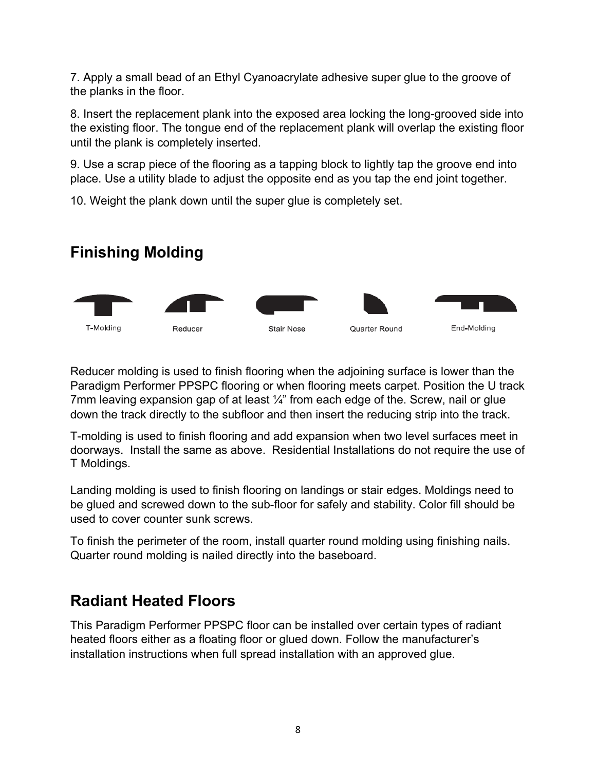7. Apply a small bead of an Ethyl Cyanoacrylate adhesive super glue to the groove of the planks in the floor.

8. Insert the replacement plank into the exposed area locking the long-grooved side into the existing floor. The tongue end of the replacement plank will overlap the existing floor until the plank is completely inserted.

9. Use a scrap piece of the flooring as a tapping block to lightly tap the groove end into place. Use a utility blade to adjust the opposite end as you tap the end joint together.

10. Weight the plank down until the super glue is completely set.

## Finishing Molding

T-Molding | Reducer | Stair Nose | Quarter Round | End-Molding

Reducer molding is used to finish flooring when the adjoining surface is lower than the Paradigm Performer PPSPC flooring or when flooring meets carpet. Position the U track 7mm leaving expansion gap of at least ¼" from each edge of the. Screw, nail or glue down the track directly to the subfloor and then insert the reducing strip into the track.

T-molding is used to finish flooring and add expansion when two level surfaces meet in doorways. Install the same as above. Residential Installations do not require the use of T Moldings.

Landing molding is used to finish flooring on landings or stair edges. Moldings need to be glued and screwed down to the sub-floor for safely and stability. Color fill should be used to cover counter sunk screws.

To finish the perimeter of the room, install quarter round molding using finishing nails. Quarter round molding is nailed directly into the baseboard.

## Radiant Heated Floors

This Paradigm Performer PPSPC floor can be installed over certain types of radiant heated floors either as a floating floor or glued down. Follow the manufacturer's installation instructions when full spread installation with an approved glue.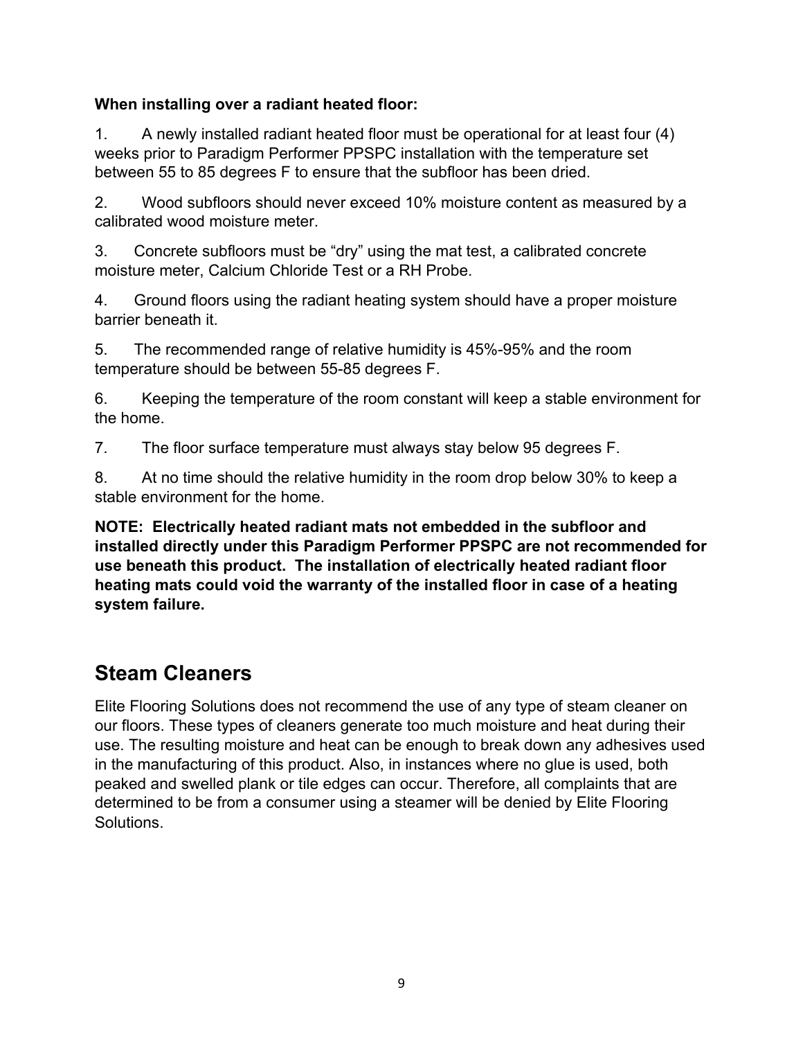**When installing over a radiant heated floor:**

1. A newly installed radiant heated floor must be operational for at least four (4) weeks prior to Paradigm Performer PPSPC installation with the temperature set between 55 to 85 degrees F to ensure that the subfloor has been dried.

2. Wood subfloors should never exceed 10% moisture content as measured by a calibrated wood moisture meter.

3. Concrete subfloors must be "dry" using the mat test, a calibrated concrete moisture meter, Calcium Chloride Test or a RH Probe.

4. Ground floors using the radiant heating system should have a proper moisture barrier beneath it.

5. The recommended range of relative humidity is 45%-95% and the room temperature should be between 55-85 degrees F.

6. Keeping the temperature of the room constant will keep a stable environment for the home.

7. The floor surface temperature must always stay below 95 degrees F.

8. At no time should the relative humidity in the room drop below 30% to keep a stable environment for the home.

**NOTE: Electrically heated radiant mats not embedded in the subfloor and installed directly under this Paradigm Performer PPSPC are not recommended for use beneath this product. The installation of electrically heated radiant floor heating mats could void the warranty of the installed floor in case of a heating system failure.**

## Steam Cleaners

Elite Flooring Solutions does not recommend the use of any type of steam cleaner on our floors. These types of cleaners generate too much moisture and heat during their use. The resulting moisture and heat can be enough to break down any adhesives used in the manufacturing of this product. Also, in instances where no glue is used, both peaked and swelled plank or tile edges can occur. Therefore, all complaints that are determined to be from a consumer using a steamer will be denied by Elite Flooring Solutions.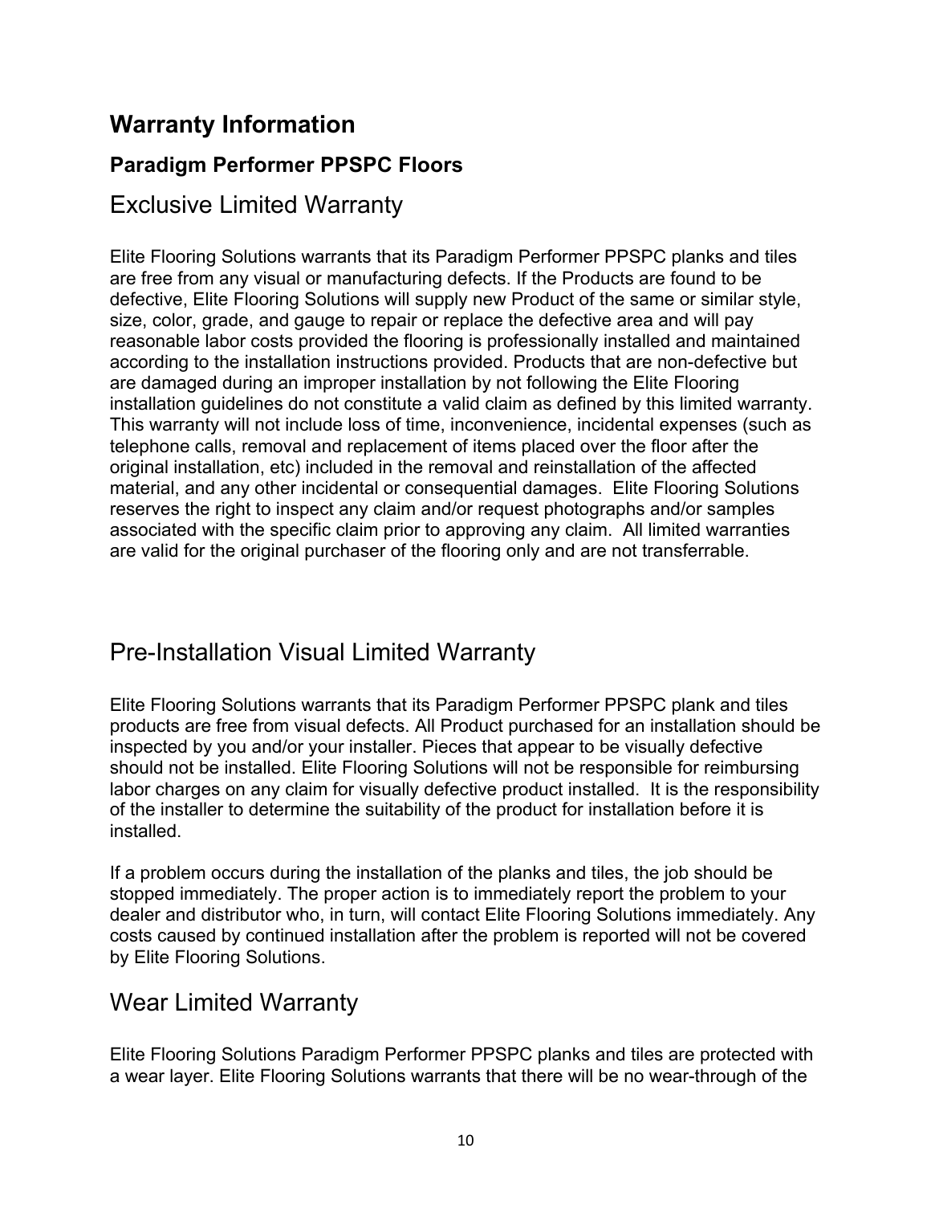# Warranty Information

## Paradigm Performer PPSPC Floors

### Exclusive Limited Warranty

Elite Flooring Solutions warrants that its Paradigm Performer PPSPC planks and tiles are free from any visual or manufacturing defects. If the Products are found to be defective, Elite Flooring Solutions will supply new Product of the same or similar style, size, color, grade, and gauge to repair or replace the defective area and will pay reasonable labor costs provided the flooring is professionally installed and maintained according to the installation instructions provided. Products that are non-defective but are damaged during an improper installation by not following the Elite Flooring installation guidelines do not constitute a valid claim as defined by this limited warranty. This warranty will not include loss of time, inconvenience, incidental expenses (such as telephone calls, removal and replacement of items placed over the floor after the original installation, etc) included in the removal and reinstallation of the affected material, and any other incidental or consequential damages. Elite Flooring Solutions reserves the right to inspect any claim and/or request photographs and/or samples associated with the specific claim prior to approving any claim. All limited warranties are valid for the original purchaser of the flooring only and are not transferrable.

### Pre-Installation Visual Limited Warranty

Elite Flooring Solutions warrants that its Paradigm Performer PPSPC plank and tiles products are free from visual defects. All Product purchased for an installation should be inspected by you and/or your installer. Pieces that appear to be visually defective should not be installed. Elite Flooring Solutions will not be responsible for reimbursing labor charges on any claim for visually defective product installed. It is the responsibility of the installer to determine the suitability of the product for installation before it is installed.

If a problem occurs during the installation of the planks and tiles, the job should be stopped immediately. The proper action is to immediately report the problem to your dealer and distributor who, in turn, will contact Elite Flooring Solutions immediately. Any costs caused by continued installation after the problem is reported will not be covered by Elite Flooring Solutions.

### Wear Limited Warranty

Elite Flooring Solutions Paradigm Performer PPSPC planks and tiles are protected with a wear layer. Elite Flooring Solutions warrants that there will be no wear-through of the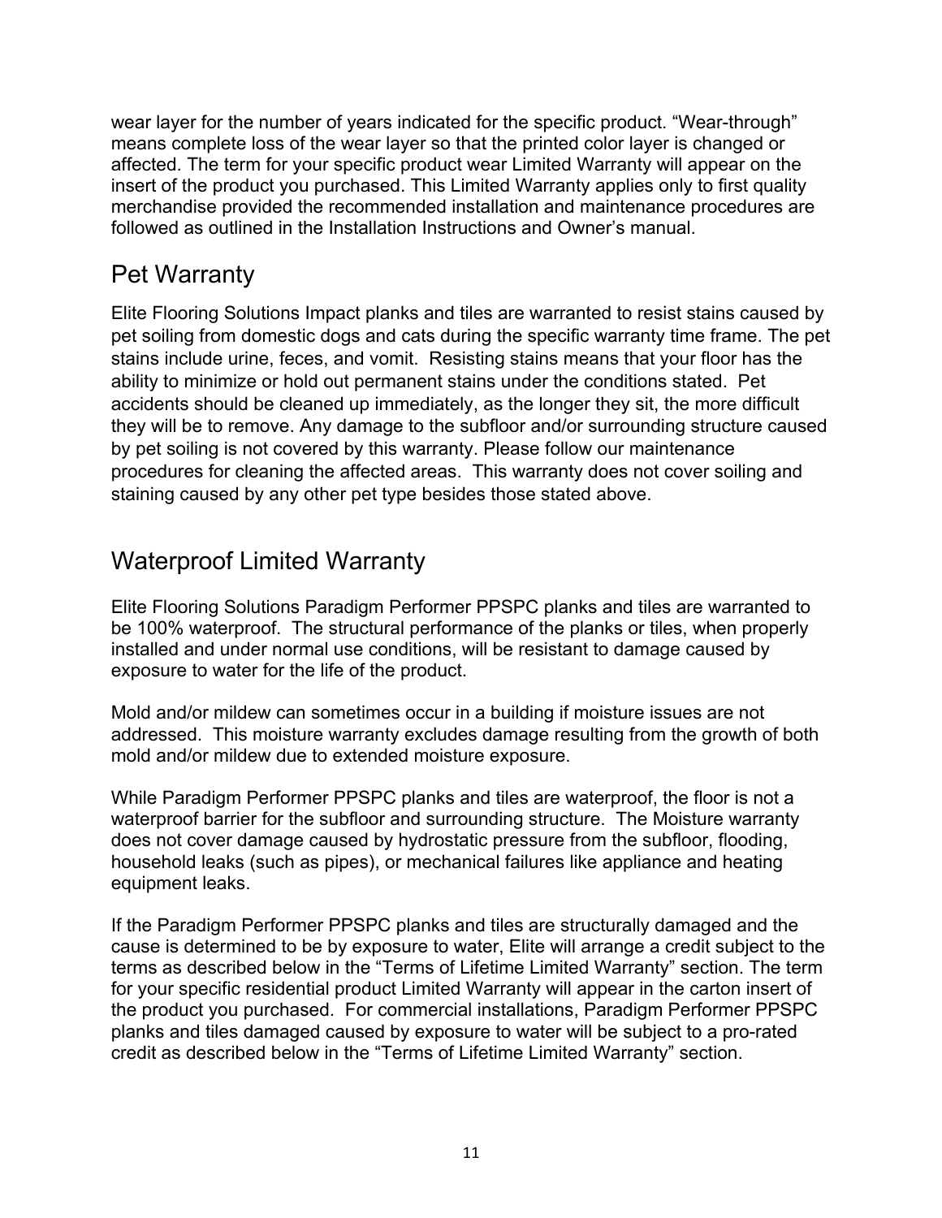wear layer for the number of years indicated for the specific product. “Wear-through” means complete loss of the wear layer so that the printed color layer is changed or affected. The term for your specific product wear Limited Warranty will appear on the insert of the product you purchased. This Limited Warranty applies only to first quality merchandise provided the recommended installation and maintenance procedures are followed as outlined in the Installation Instructions and Owner’s manual.

## Pet Warranty

Elite Flooring Solutions Impact planks and tiles are warranted to resist stains caused by pet soiling from domestic dogs and cats during the specific warranty time frame. The pet stains include urine, feces, and vomit. Resisting stains means that your floor has the ability to minimize or hold out permanent stains under the conditions stated. Pet accidents should be cleaned up immediately, as the longer they sit, the more difficult they will be to remove. Any damage to the subfloor and/or surrounding structure caused by pet soiling is not covered by this warranty. Please follow our maintenance procedures for cleaning the affected areas. This warranty does not cover soiling and staining caused by any other pet type besides those stated above.

## Waterproof Limited Warranty

Elite Flooring Solutions Paradigm Performer PPSPC planks and tiles are warranted to be 100% waterproof. The structural performance of the planks or tiles, when properly installed and under normal use conditions, will be resistant to damage caused by exposure to water for the life of the product.

Mold and/or mildew can sometimes occur in a building if moisture issues are not addressed. This moisture warranty excludes damage resulting from the growth of both mold and/or mildew due to extended moisture exposure.

While Paradigm Performer PPSPC planks and tiles are waterproof, the floor is not a waterproof barrier for the subfloor and surrounding structure. The Moisture warranty does not cover damage caused by hydrostatic pressure from the subfloor, flooding, household leaks (such as pipes), or mechanical failures like appliance and heating equipment leaks.

If the Paradigm Performer PPSPC planks and tiles are structurally damaged and the cause is determined to be by exposure to water, Elite will arrange a credit subject to the terms as described below in the “Terms of Lifetime Limited Warranty” section. The term for your specific residential product Limited Warranty will appear in the carton insert of the product you purchased. For commercial installations, Paradigm Performer PPSPC planks and tiles damaged caused by exposure to water will be subject to a pro-rated credit as described below in the “Terms of Lifetime Limited Warranty” section.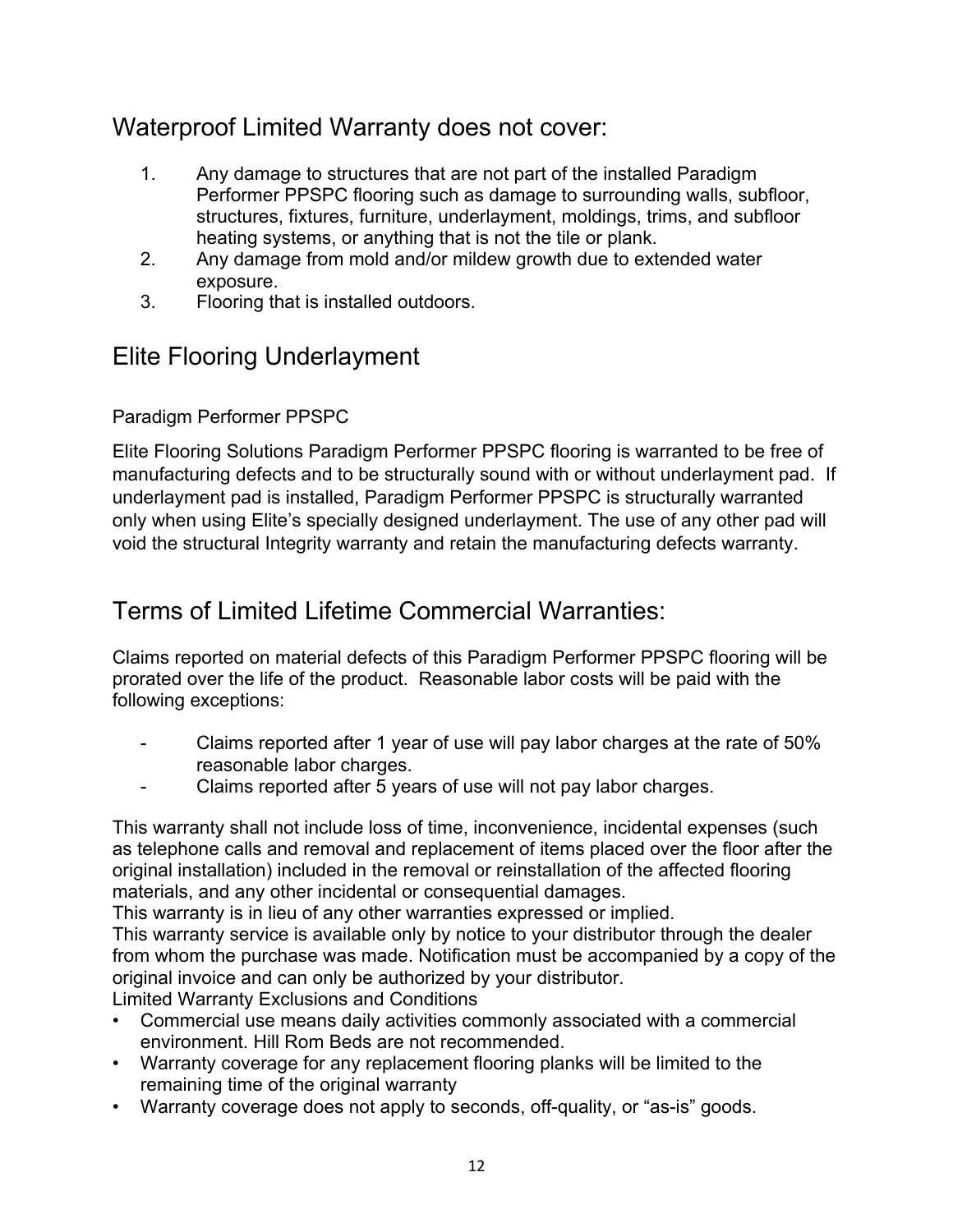## Waterproof Limited Warranty does not cover:

1. Any damage to structures that are not part of the installed Paradigm Performer PPSPC flooring such as damage to surrounding walls, subfloor, structures, fixtures, furniture, underlayment, moldings, trims, and subfloor heating systems, or anything that is not the tile or plank.
2. Any damage from mold and/or mildew growth due to extended water exposure.
3. Flooring that is installed outdoors.

## Elite Flooring Underlayment

Paradigm Performer PPSPC

Elite Flooring Solutions Paradigm Performer PPSPC flooring is warranted to be free of manufacturing defects and to be structurally sound with or without underlayment pad. If underlayment pad is installed, Paradigm Performer PPSPC is structurally warranted only when using Elite's specially designed underlayment. The use of any other pad will void the structural Integrity warranty and retain the manufacturing defects warranty.

## Terms of Limited Lifetime Commercial Warranties:

Claims reported on material defects of this Paradigm Performer PPSPC flooring will be prorated over the life of the product. Reasonable labor costs will be paid with the following exceptions:

- Claims reported after 1 year of use will pay labor charges at the rate of 50% reasonable labor charges.
- Claims reported after 5 years of use will not pay labor charges.

This warranty shall not include loss of time, inconvenience, incidental expenses (such as telephone calls and removal and replacement of items placed over the floor after the original installation) included in the removal or reinstallation of the affected flooring materials, and any other incidental or consequential damages.
This warranty is in lieu of any other warranties expressed or implied.
This warranty service is available only by notice to your distributor through the dealer from whom the purchase was made. Notification must be accompanied by a copy of the original invoice and can only be authorized by your distributor.
Limited Warranty Exclusions and Conditions

- Commercial use means daily activities commonly associated with a commercial environment. Hill Rom Beds are not recommended.
- Warranty coverage for any replacement flooring planks will be limited to the remaining time of the original warranty
- Warranty coverage does not apply to seconds, off-quality, or "as-is" goods.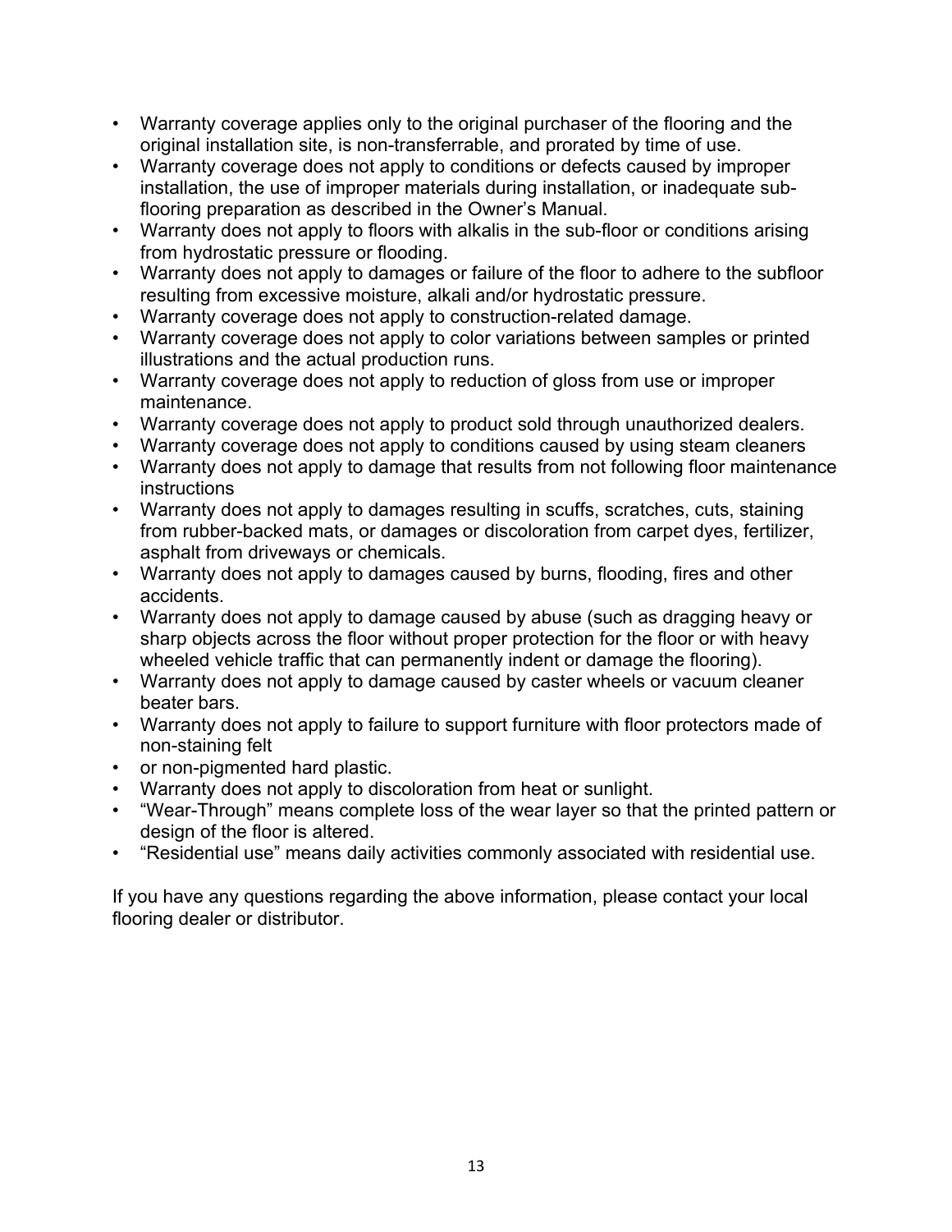- Warranty coverage applies only to the original purchaser of the flooring and the original installation site, is non-transferrable, and prorated by time of use.
- Warranty coverage does not apply to conditions or defects caused by improper installation, the use of improper materials during installation, or inadequate sub-flooring preparation as described in the Owner's Manual.
- Warranty does not apply to floors with alkalis in the sub-floor or conditions arising from hydrostatic pressure or flooding.
- Warranty does not apply to damages or failure of the floor to adhere to the subfloor resulting from excessive moisture, alkali and/or hydrostatic pressure.
- Warranty coverage does not apply to construction-related damage.
- Warranty coverage does not apply to color variations between samples or printed illustrations and the actual production runs.
- Warranty coverage does not apply to reduction of gloss from use or improper maintenance.
- Warranty coverage does not apply to product sold through unauthorized dealers.
- Warranty coverage does not apply to conditions caused by using steam cleaners
- Warranty does not apply to damage that results from not following floor maintenance instructions
- Warranty does not apply to damages resulting in scuffs, scratches, cuts, staining from rubber-backed mats, or damages or discoloration from carpet dyes, fertilizer, asphalt from driveways or chemicals.
- Warranty does not apply to damages caused by burns, flooding, fires and other accidents.
- Warranty does not apply to damage caused by abuse (such as dragging heavy or sharp objects across the floor without proper protection for the floor or with heavy wheeled vehicle traffic that can permanently indent or damage the flooring).
- Warranty does not apply to damage caused by caster wheels or vacuum cleaner beater bars.
- Warranty does not apply to failure to support furniture with floor protectors made of non-staining felt
- or non-pigmented hard plastic.
- Warranty does not apply to discoloration from heat or sunlight.
- "Wear-Through" means complete loss of the wear layer so that the printed pattern or design of the floor is altered.
- "Residential use" means daily activities commonly associated with residential use.

If you have any questions regarding the above information, please contact your local flooring dealer or distributor.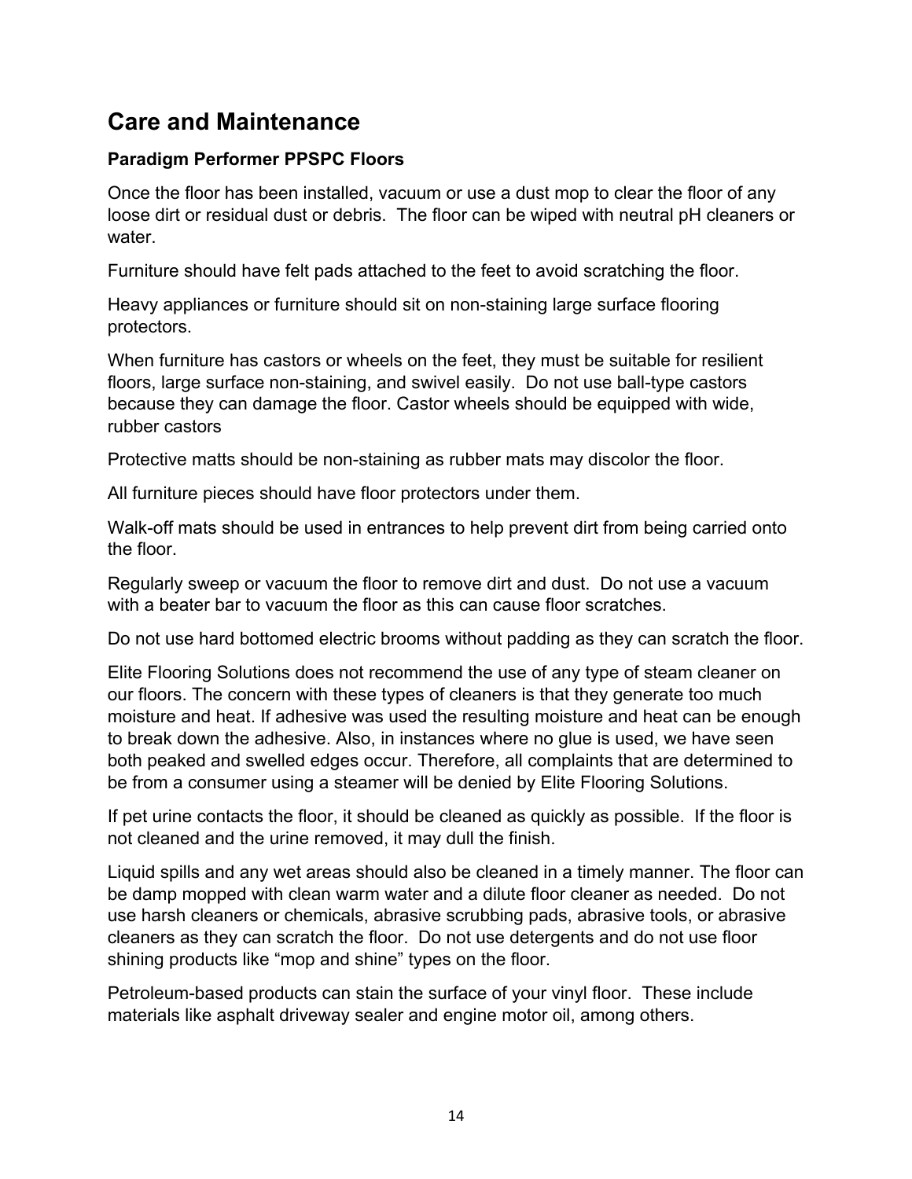# Care and Maintenance

### Paradigm Performer PPSPC Floors

Once the floor has been installed, vacuum or use a dust mop to clear the floor of any loose dirt or residual dust or debris.  The floor can be wiped with neutral pH cleaners or water.

Furniture should have felt pads attached to the feet to avoid scratching the floor.

Heavy appliances or furniture should sit on non-staining large surface flooring protectors.

When furniture has castors or wheels on the feet, they must be suitable for resilient floors, large surface non-staining, and swivel easily.  Do not use ball-type castors because they can damage the floor. Castor wheels should be equipped with wide, rubber castors

Protective matts should be non-staining as rubber mats may discolor the floor.

All furniture pieces should have floor protectors under them.

Walk-off mats should be used in entrances to help prevent dirt from being carried onto the floor.

Regularly sweep or vacuum the floor to remove dirt and dust.  Do not use a vacuum with a beater bar to vacuum the floor as this can cause floor scratches.

Do not use hard bottomed electric brooms without padding as they can scratch the floor.

Elite Flooring Solutions does not recommend the use of any type of steam cleaner on our floors. The concern with these types of cleaners is that they generate too much moisture and heat. If adhesive was used the resulting moisture and heat can be enough to break down the adhesive. Also, in instances where no glue is used, we have seen both peaked and swelled edges occur. Therefore, all complaints that are determined to be from a consumer using a steamer will be denied by Elite Flooring Solutions.

If pet urine contacts the floor, it should be cleaned as quickly as possible.  If the floor is not cleaned and the urine removed, it may dull the finish.

Liquid spills and any wet areas should also be cleaned in a timely manner. The floor can be damp mopped with clean warm water and a dilute floor cleaner as needed.  Do not use harsh cleaners or chemicals, abrasive scrubbing pads, abrasive tools, or abrasive cleaners as they can scratch the floor.  Do not use detergents and do not use floor shining products like “mop and shine” types on the floor.

Petroleum-based products can stain the surface of your vinyl floor.  These include materials like asphalt driveway sealer and engine motor oil, among others.